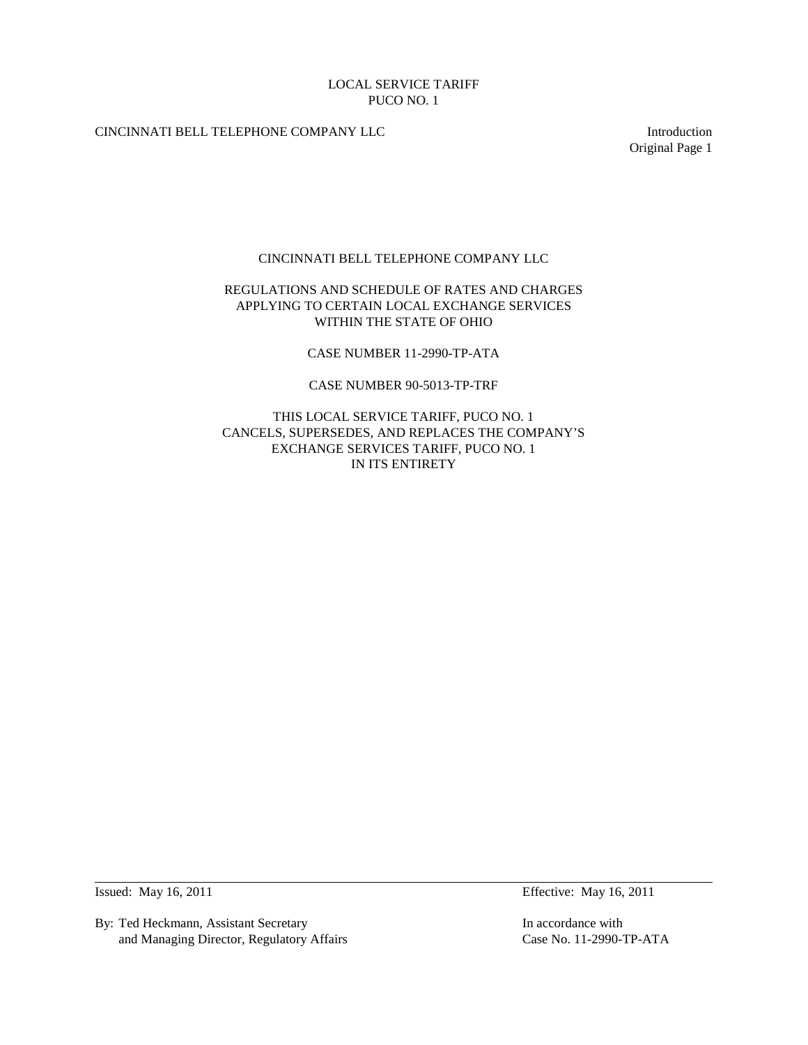LOCAL SERVICE TARIFF
PUCO NO. 1

CINCINNATI BELL TELEPHONE COMPANY LLC

Introduction
Original Page 1

# CINCINNATI BELL TELEPHONE COMPANY LLC

## REGULATIONS AND SCHEDULE OF RATES AND CHARGES APPLYING TO CERTAIN LOCAL EXCHANGE SERVICES WITHIN THE STATE OF OHIO

CASE NUMBER 11-2990-TP-ATA

CASE NUMBER 90-5013-TP-TRF

THIS LOCAL SERVICE TARIFF, PUCO NO. 1 CANCELS, SUPERSEDES, AND REPLACES THE COMPANY'S EXCHANGE SERVICES TARIFF, PUCO NO. 1 IN ITS ENTIRETY

---

Issued: May 16, 2011

Effective: May 16, 2011

By: Ted Heckmann, Assistant Secretary and Managing Director, Regulatory Affairs

In accordance with Case No. 11-2990-TP-ATA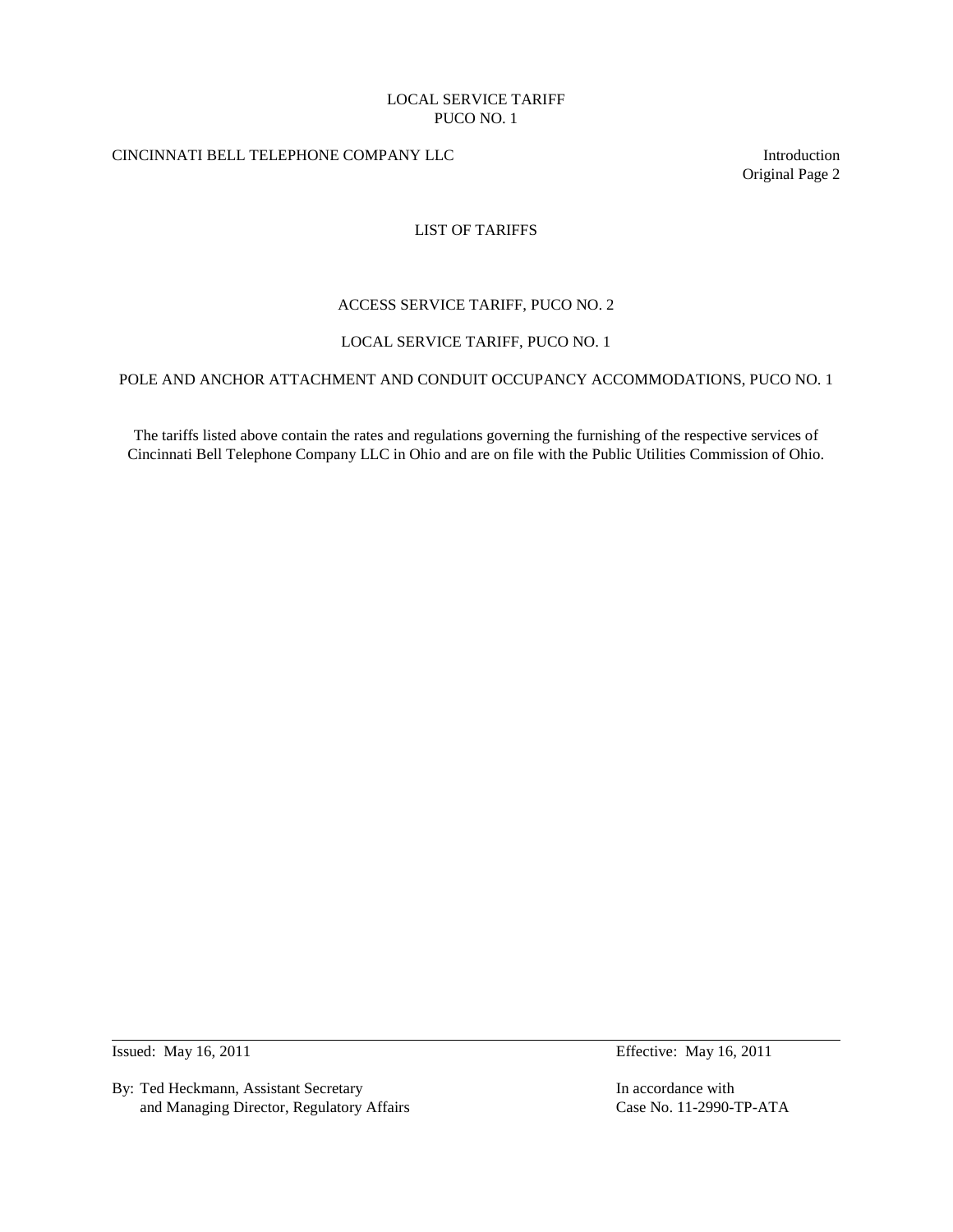## LIST OF TARIFFS

ACCESS SERVICE TARIFF, PUCO NO. 2

LOCAL SERVICE TARIFF, PUCO NO. 1

POLE AND ANCHOR ATTACHMENT AND CONDUIT OCCUPANCY ACCOMMODATIONS, PUCO NO. 1

The tariffs listed above contain the rates and regulations governing the furnishing of the respective services of Cincinnati Bell Telephone Company LLC in Ohio and are on file with the Public Utilities Commission of Ohio.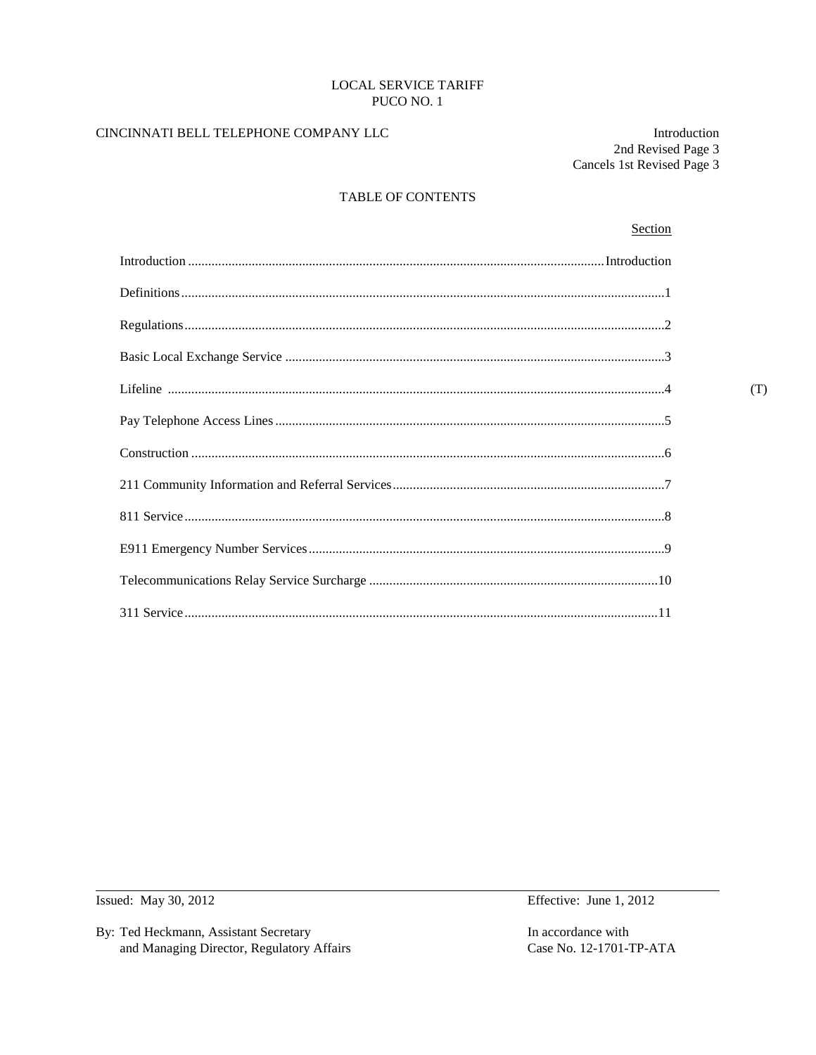LOCAL SERVICE TARIFF
PUCO NO. 1

CINCINNATI BELL TELEPHONE COMPANY LLC

Introduction
2nd Revised Page 3
Cancels 1st Revised Page 3

# TABLE OF CONTENTS

| | Section | |
|---|---|---|
| Introduction | Introduction | |
| Definitions | 1 | |
| Regulations | 2 | |
| Basic Local Exchange Service | 3 | |
| Lifeline | 4 | (T) |
| Pay Telephone Access Lines | 5 | |
| Construction | 6 | |
| 211 Community Information and Referral Services | 7 | |
| 811 Service | 8 | |
| E911 Emergency Number Services | 9 | |
| Telecommunications Relay Service Surcharge | 10 | |
| 311 Service | 11 | |

Issued: May 30, 2012

Effective: June 1, 2012

By: Ted Heckmann, Assistant Secretary
and Managing Director, Regulatory Affairs

In accordance with
Case No. 12-1701-TP-ATA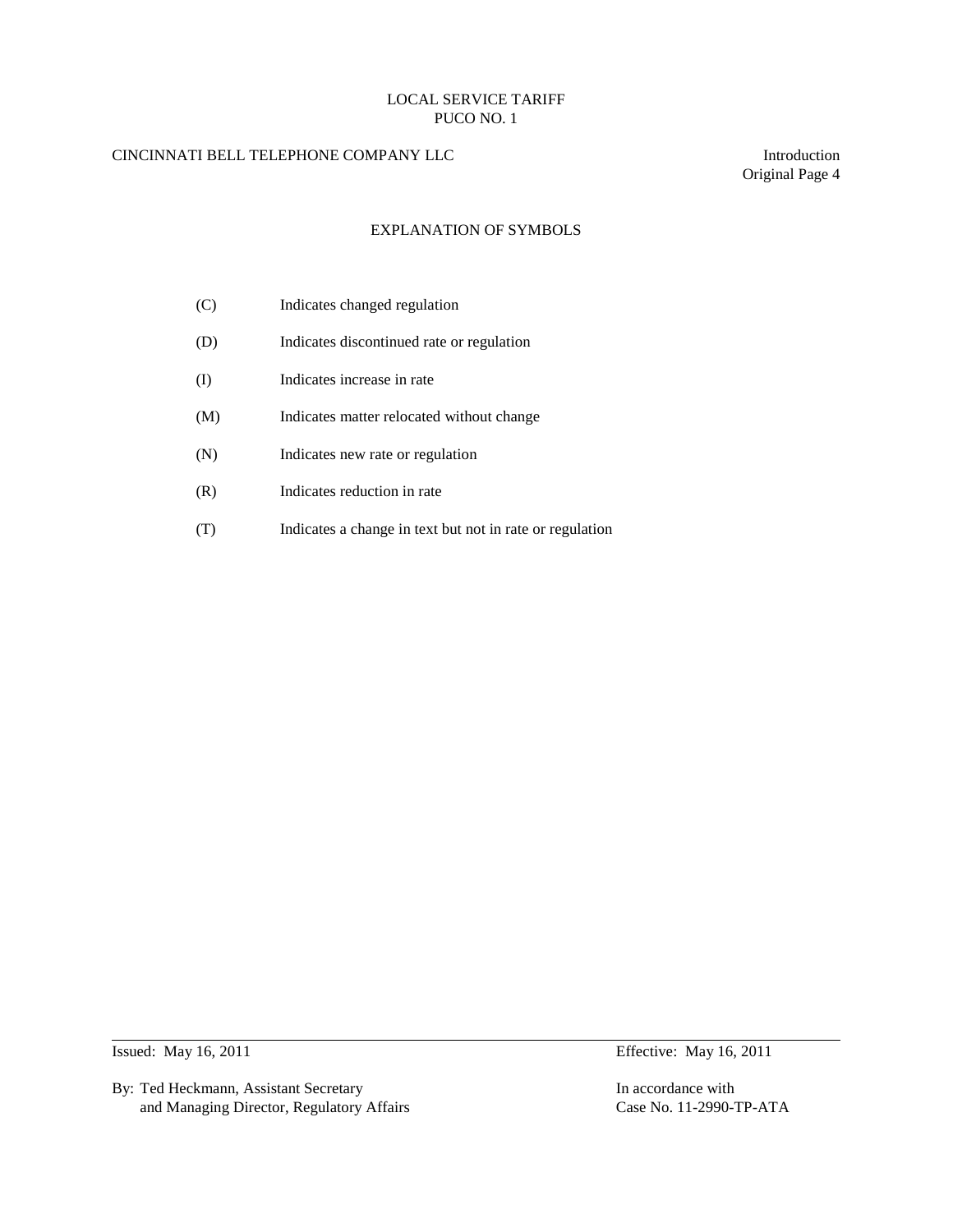# EXPLANATION OF SYMBOLS

| | |
|---|---|
| (C) | Indicates changed regulation |
| (D) | Indicates discontinued rate or regulation |
| (I) | Indicates increase in rate |
| (M) | Indicates matter relocated without change |
| (N) | Indicates new rate or regulation |
| (R) | Indicates reduction in rate |
| (T) | Indicates a change in text but not in rate or regulation |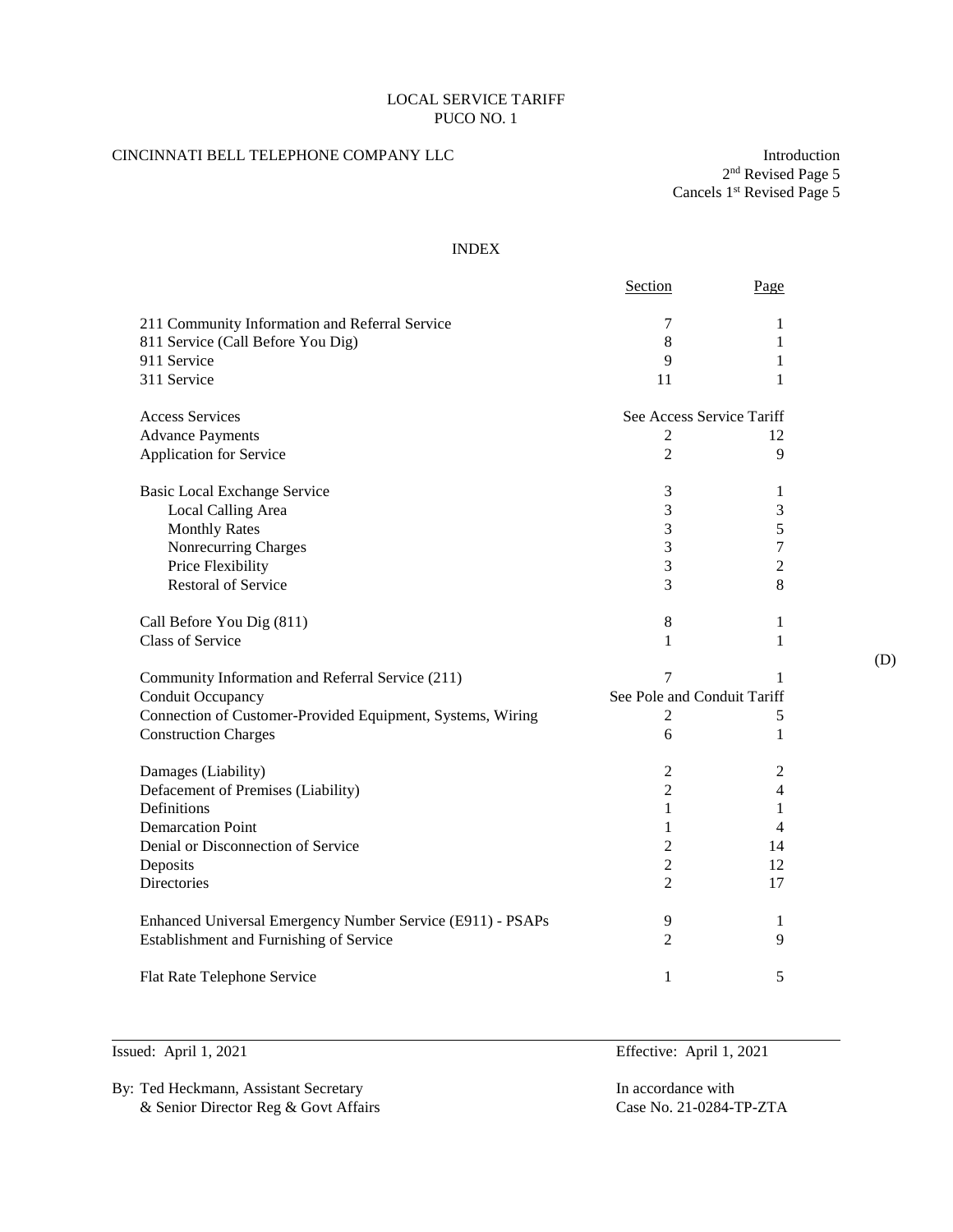LOCAL SERVICE TARIFF
PUCO NO. 1

CINCINNATI BELL TELEPHONE COMPANY LLC

Introduction
2nd Revised Page 5
Cancels 1st Revised Page 5

## INDEX

| | Section | Page |
|---|---|---|
| 211 Community Information and Referral Service | 7 | 1 |
| 811 Service (Call Before You Dig) | 8 | 1 |
| 911 Service | 9 | 1 |
| 311 Service | 11 | 1 |
| Access Services | See Access Service Tariff | |
| Advance Payments | 2 | 12 |
| Application for Service | 2 | 9 |
| Basic Local Exchange Service | 3 | 1 |
| Local Calling Area | 3 | 3 |
| Monthly Rates | 3 | 5 |
| Nonrecurring Charges | 3 | 7 |
| Price Flexibility | 3 | 2 |
| Restoral of Service | 3 | 8 |
| Call Before You Dig (811) | 8 | 1 |
| Class of Service | 1 | 1 |
| (D) | | |
| Community Information and Referral Service (211) | 7 | 1 |
| Conduit Occupancy | See Pole and Conduit Tariff | |
| Connection of Customer-Provided Equipment, Systems, Wiring | 2 | 5 |
| Construction Charges | 6 | 1 |
| Damages (Liability) | 2 | 2 |
| Defacement of Premises (Liability) | 2 | 4 |
| Definitions | 1 | 1 |
| Demarcation Point | 1 | 4 |
| Denial or Disconnection of Service | 2 | 14 |
| Deposits | 2 | 12 |
| Directories | 2 | 17 |
| Enhanced Universal Emergency Number Service (E911) - PSAPs | 9 | 1 |
| Establishment and Furnishing of Service | 2 | 9 |
| Flat Rate Telephone Service | 1 | 5 |

Issued: April 1, 2021

Effective: April 1, 2021

By: Ted Heckmann, Assistant Secretary
& Senior Director Reg & Govt Affairs

In accordance with
Case No. 21-0284-TP-ZTA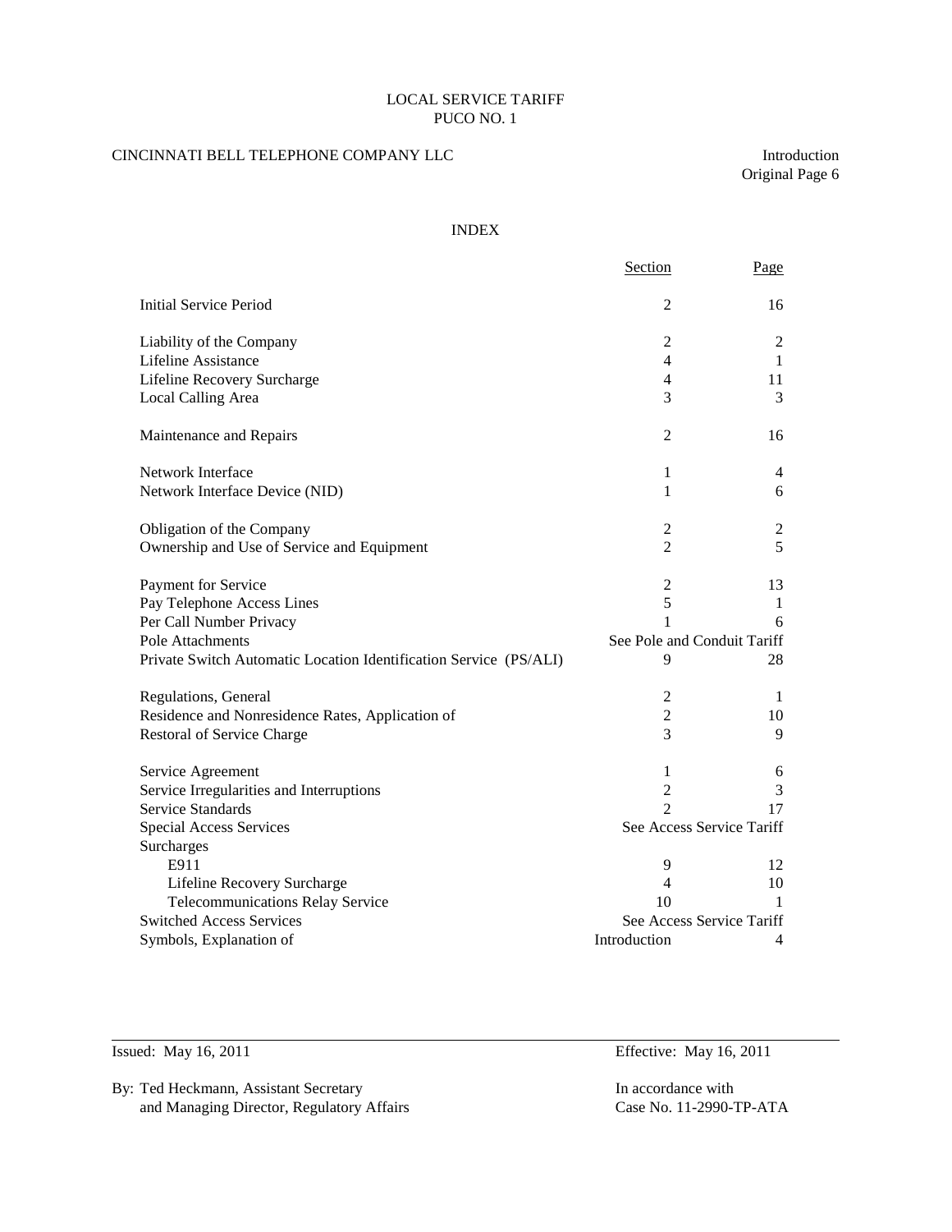LOCAL SERVICE TARIFF
PUCO NO. 1

CINCINNATI BELL TELEPHONE COMPANY LLC

Introduction
Original Page 6

# INDEX

| | Section | Page |
|---|---|---|
| Initial Service Period | 2 | 16 |
| | | |
| Liability of the Company | 2 | 2 |
| Lifeline Assistance | 4 | 1 |
| Lifeline Recovery Surcharge | 4 | 11 |
| Local Calling Area | 3 | 3 |
| | | |
| Maintenance and Repairs | 2 | 16 |
| | | |
| Network Interface | 1 | 4 |
| Network Interface Device (NID) | 1 | 6 |
| | | |
| Obligation of the Company | 2 | 2 |
| Ownership and Use of Service and Equipment | 2 | 5 |
| | | |
| Payment for Service | 2 | 13 |
| Pay Telephone Access Lines | 5 | 1 |
| Per Call Number Privacy | 1 | 6 |
| Pole Attachments | See Pole and Conduit Tariff | |
| Private Switch Automatic Location Identification Service (PS/ALI) | 9 | 28 |
| | | |
| Regulations, General | 2 | 1 |
| Residence and Nonresidence Rates, Application of | 2 | 10 |
| Restoral of Service Charge | 3 | 9 |
| | | |
| Service Agreement | 1 | 6 |
| Service Irregularities and Interruptions | 2 | 3 |
| Service Standards | 2 | 17 |
| Special Access Services | See Access Service Tariff | |
| Surcharges | | |
| E911 | 9 | 12 |
| Lifeline Recovery Surcharge | 4 | 10 |
| Telecommunications Relay Service | 10 | 1 |
| Switched Access Services | See Access Service Tariff | |
| Symbols, Explanation of | Introduction | 4 |

Issued: May 16, 2011

Effective: May 16, 2011

By: Ted Heckmann, Assistant Secretary
and Managing Director, Regulatory Affairs

In accordance with
Case No. 11-2990-TP-ATA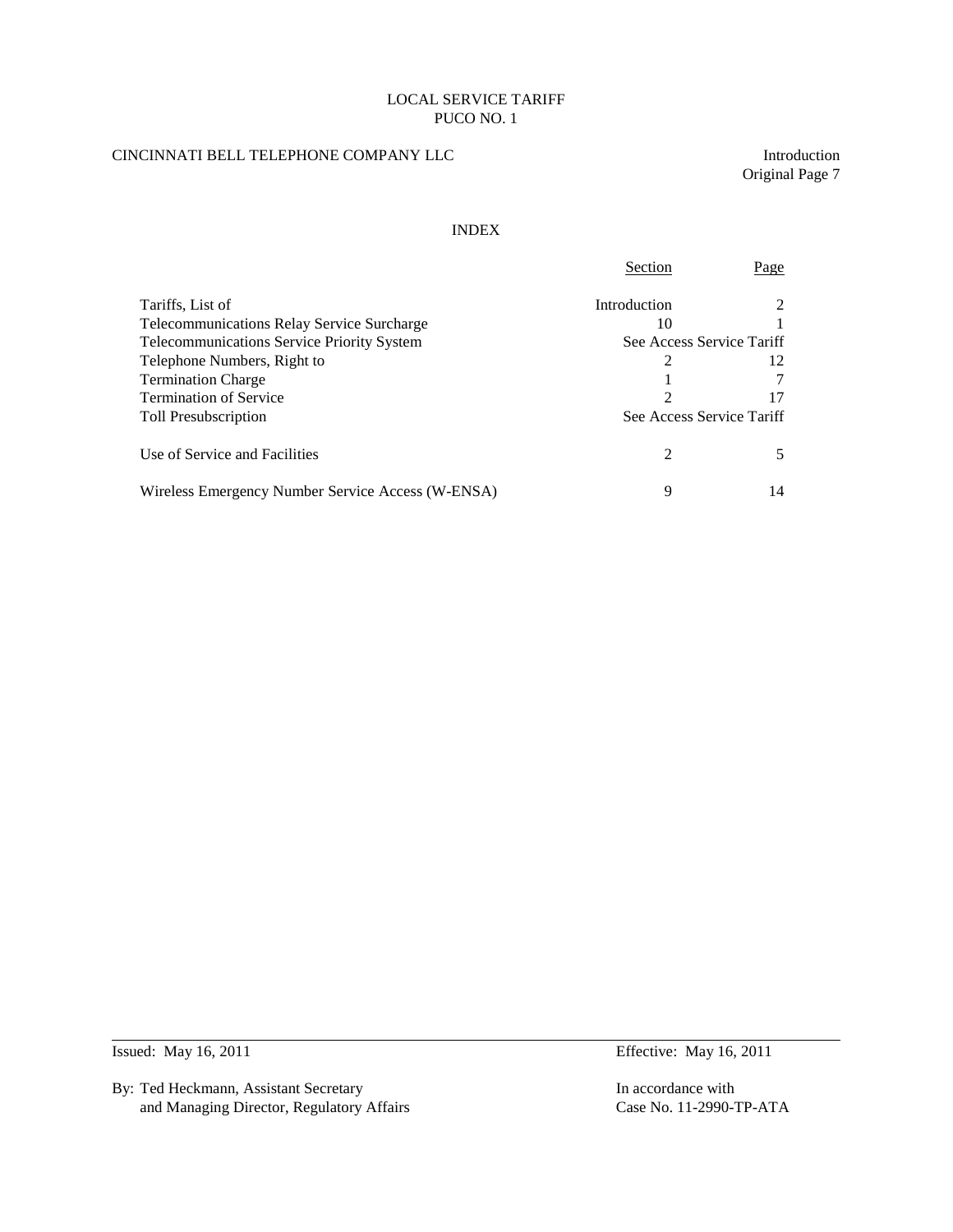LOCAL SERVICE TARIFF
PUCO NO. 1

CINCINNATI BELL TELEPHONE COMPANY LLC

Introduction
Original Page 7

## INDEX

| | Section | Page |
|---|---|---|
| Tariffs, List of | Introduction | 2 |
| Telecommunications Relay Service Surcharge | 10 | 1 |
| Telecommunications Service Priority System | See Access Service Tariff | |
| Telephone Numbers, Right to | 2 | 12 |
| Termination Charge | 1 | 7 |
| Termination of Service | 2 | 17 |
| Toll Presubscription | See Access Service Tariff | |
| Use of Service and Facilities | 2 | 5 |
| Wireless Emergency Number Service Access (W-ENSA) | 9 | 14 |

Issued: May 16, 2011

Effective: May 16, 2011

By: Ted Heckmann, Assistant Secretary
and Managing Director, Regulatory Affairs

In accordance with
Case No. 11-2990-TP-ATA